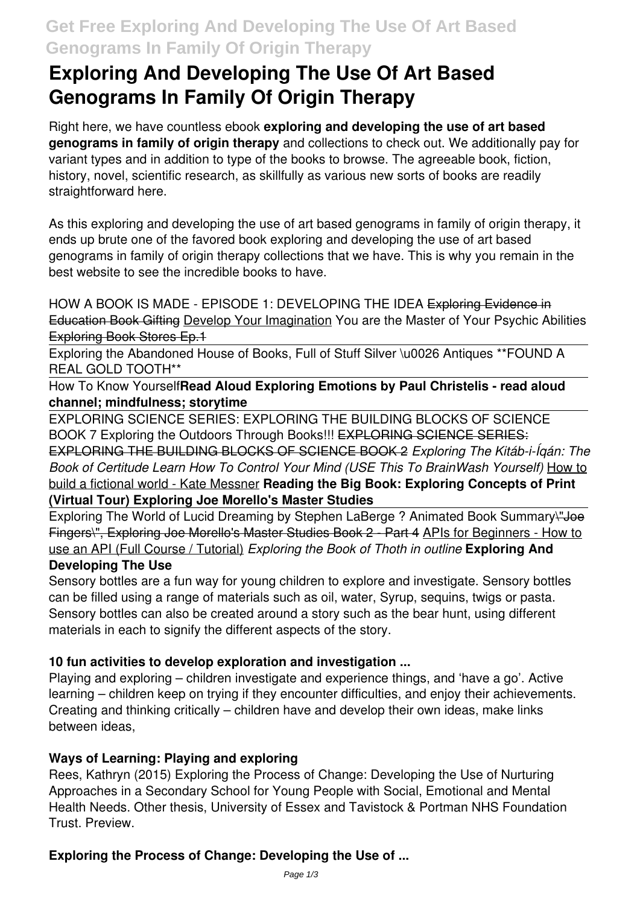# Exploring And Developing The Use Of Art Based Genograms In Family Of Origin Therapy

Right here, we have countless ebook **exploring and developing the use of art based genograms in family of origin therapy** and collections to check out. We additionally pay for variant types and in addition to type of the books to browse. The agreeable book, fiction, history, novel, scientific research, as skillfully as various new sorts of books are readily straightforward here.

As this exploring and developing the use of art based genograms in family of origin therapy, it ends up brute one of the favored book exploring and developing the use of art based genograms in family of origin therapy collections that we have. This is why you remain in the best website to see the incredible books to have.

HOW A BOOK IS MADE - EPISODE 1: DEVELOPING THE IDEA ~~Exploring Evidence in Education Book Gifting~~ Develop Your Imagination You are the Master of Your Psychic Abilities ~~Exploring Book Stores Ep.1~~

Exploring the Abandoned House of Books, Full of Stuff Silver \u0026 Antiques **FOUND A REAL GOLD TOOTH**

How To Know Yourself **Read Aloud Exploring Emotions by Paul Christelis - read aloud channel; mindfulness; storytime**

EXPLORING SCIENCE SERIES: EXPLORING THE BUILDING BLOCKS OF SCIENCE BOOK 7 Exploring the Outdoors Through Books!!! ~~EXPLORING SCIENCE SERIES: EXPLORING THE BUILDING BLOCKS OF SCIENCE BOOK 2~~ *Exploring The Kitáb-i-Íqán: The Book of Certitude* *Learn How To Control Your Mind (USE This To BrainWash Yourself)* How to build a fictional world - Kate Messner **Reading the Big Book: Exploring Concepts of Print (Virtual Tour) Exploring Joe Morello's Master Studies**

Exploring The World of Lucid Dreaming by Stephen LaBerge ? Animated Book Summary ~~\"Joe Fingers\", Exploring Joe Morello's Master Studies Book 2 - Part 4~~ APIs for Beginners - How to use an API (Full Course / Tutorial) *Exploring the Book of Thoth in outline* **Exploring And Developing The Use**

Sensory bottles are a fun way for young children to explore and investigate. Sensory bottles can be filled using a range of materials such as oil, water, Syrup, sequins, twigs or pasta. Sensory bottles can also be created around a story such as the bear hunt, using different materials in each to signify the different aspects of the story.

## 10 fun activities to develop exploration and investigation ...

Playing and exploring – children investigate and experience things, and 'have a go'. Active learning – children keep on trying if they encounter difficulties, and enjoy their achievements. Creating and thinking critically – children have and develop their own ideas, make links between ideas,

## Ways of Learning: Playing and exploring

Rees, Kathryn (2015) Exploring the Process of Change: Developing the Use of Nurturing Approaches in a Secondary School for Young People with Social, Emotional and Mental Health Needs. Other thesis, University of Essex and Tavistock & Portman NHS Foundation Trust. Preview.

## Exploring the Process of Change: Developing the Use of ...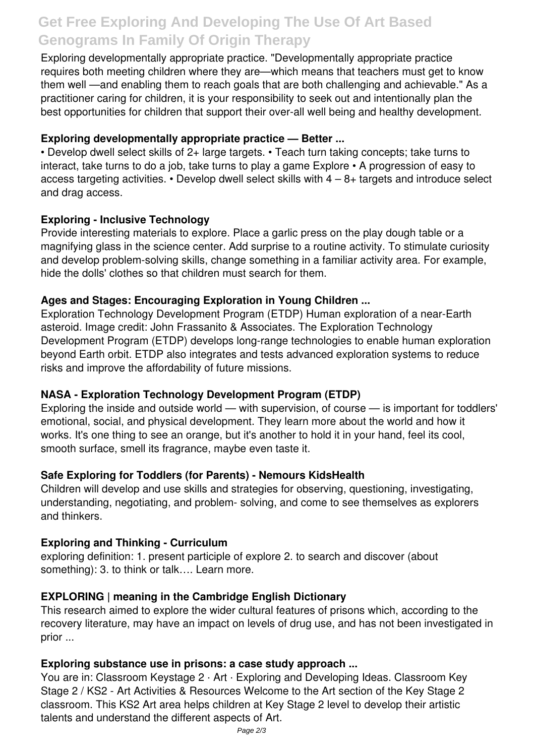Exploring developmentally appropriate practice. "Developmentally appropriate practice requires both meeting children where they are—which means that teachers must get to know them well —and enabling them to reach goals that are both challenging and achievable." As a practitioner caring for children, it is your responsibility to seek out and intentionally plan the best opportunities for children that support their over-all well being and healthy development.

### Exploring developmentally appropriate practice — Better ...

• Develop dwell select skills of 2+ large targets. • Teach turn taking concepts; take turns to interact, take turns to do a job, take turns to play a game Explore • A progression of easy to access targeting activities. • Develop dwell select skills with 4 – 8+ targets and introduce select and drag access.

### Exploring - Inclusive Technology

Provide interesting materials to explore. Place a garlic press on the play dough table or a magnifying glass in the science center. Add surprise to a routine activity. To stimulate curiosity and develop problem-solving skills, change something in a familiar activity area. For example, hide the dolls' clothes so that children must search for them.

### Ages and Stages: Encouraging Exploration in Young Children ...

Exploration Technology Development Program (ETDP) Human exploration of a near-Earth asteroid. Image credit: John Frassanito & Associates. The Exploration Technology Development Program (ETDP) develops long-range technologies to enable human exploration beyond Earth orbit. ETDP also integrates and tests advanced exploration systems to reduce risks and improve the affordability of future missions.

### NASA - Exploration Technology Development Program (ETDP)

Exploring the inside and outside world — with supervision, of course — is important for toddlers' emotional, social, and physical development. They learn more about the world and how it works. It's one thing to see an orange, but it's another to hold it in your hand, feel its cool, smooth surface, smell its fragrance, maybe even taste it.

### Safe Exploring for Toddlers (for Parents) - Nemours KidsHealth

Children will develop and use skills and strategies for observing, questioning, investigating, understanding, negotiating, and problem- solving, and come to see themselves as explorers and thinkers.

### Exploring and Thinking - Curriculum

exploring definition: 1. present participle of explore 2. to search and discover (about something): 3. to think or talk…. Learn more.

### EXPLORING | meaning in the Cambridge English Dictionary

This research aimed to explore the wider cultural features of prisons which, according to the recovery literature, may have an impact on levels of drug use, and has not been investigated in prior ...

### Exploring substance use in prisons: a case study approach ...

You are in: Classroom Keystage 2 · Art · Exploring and Developing Ideas. Classroom Key Stage 2 / KS2 - Art Activities & Resources Welcome to the Art section of the Key Stage 2 classroom. This KS2 Art area helps children at Key Stage 2 level to develop their artistic talents and understand the different aspects of Art.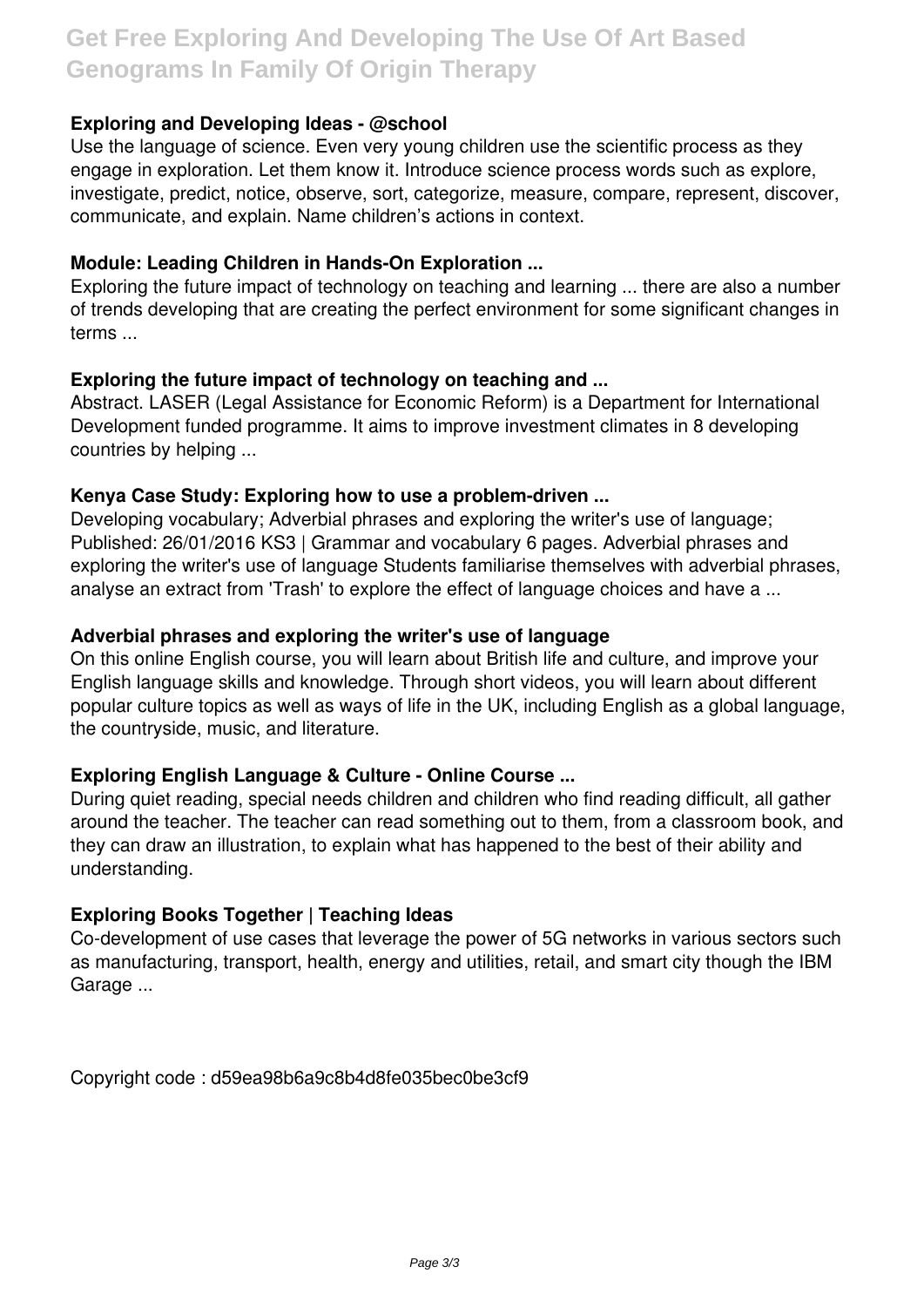### Exploring and Developing Ideas - @school

Use the language of science. Even very young children use the scientific process as they engage in exploration. Let them know it. Introduce science process words such as explore, investigate, predict, notice, observe, sort, categorize, measure, compare, represent, discover, communicate, and explain. Name children's actions in context.

### Module: Leading Children in Hands-On Exploration ...

Exploring the future impact of technology on teaching and learning ... there are also a number of trends developing that are creating the perfect environment for some significant changes in terms ...

### Exploring the future impact of technology on teaching and ...

Abstract. LASER (Legal Assistance for Economic Reform) is a Department for International Development funded programme. It aims to improve investment climates in 8 developing countries by helping ...

### Kenya Case Study: Exploring how to use a problem-driven ...

Developing vocabulary; Adverbial phrases and exploring the writer's use of language; Published: 26/01/2016 KS3 | Grammar and vocabulary 6 pages. Adverbial phrases and exploring the writer's use of language Students familiarise themselves with adverbial phrases, analyse an extract from 'Trash' to explore the effect of language choices and have a ...

### Adverbial phrases and exploring the writer's use of language

On this online English course, you will learn about British life and culture, and improve your English language skills and knowledge. Through short videos, you will learn about different popular culture topics as well as ways of life in the UK, including English as a global language, the countryside, music, and literature.

### Exploring English Language & Culture - Online Course ...

During quiet reading, special needs children and children who find reading difficult, all gather around the teacher. The teacher can read something out to them, from a classroom book, and they can draw an illustration, to explain what has happened to the best of their ability and understanding.

### Exploring Books Together | Teaching Ideas

Co-development of use cases that leverage the power of 5G networks in various sectors such as manufacturing, transport, health, energy and utilities, retail, and smart city though the IBM Garage ...

Copyright code : d59ea98b6a9c8b4d8fe035bec0be3cf9